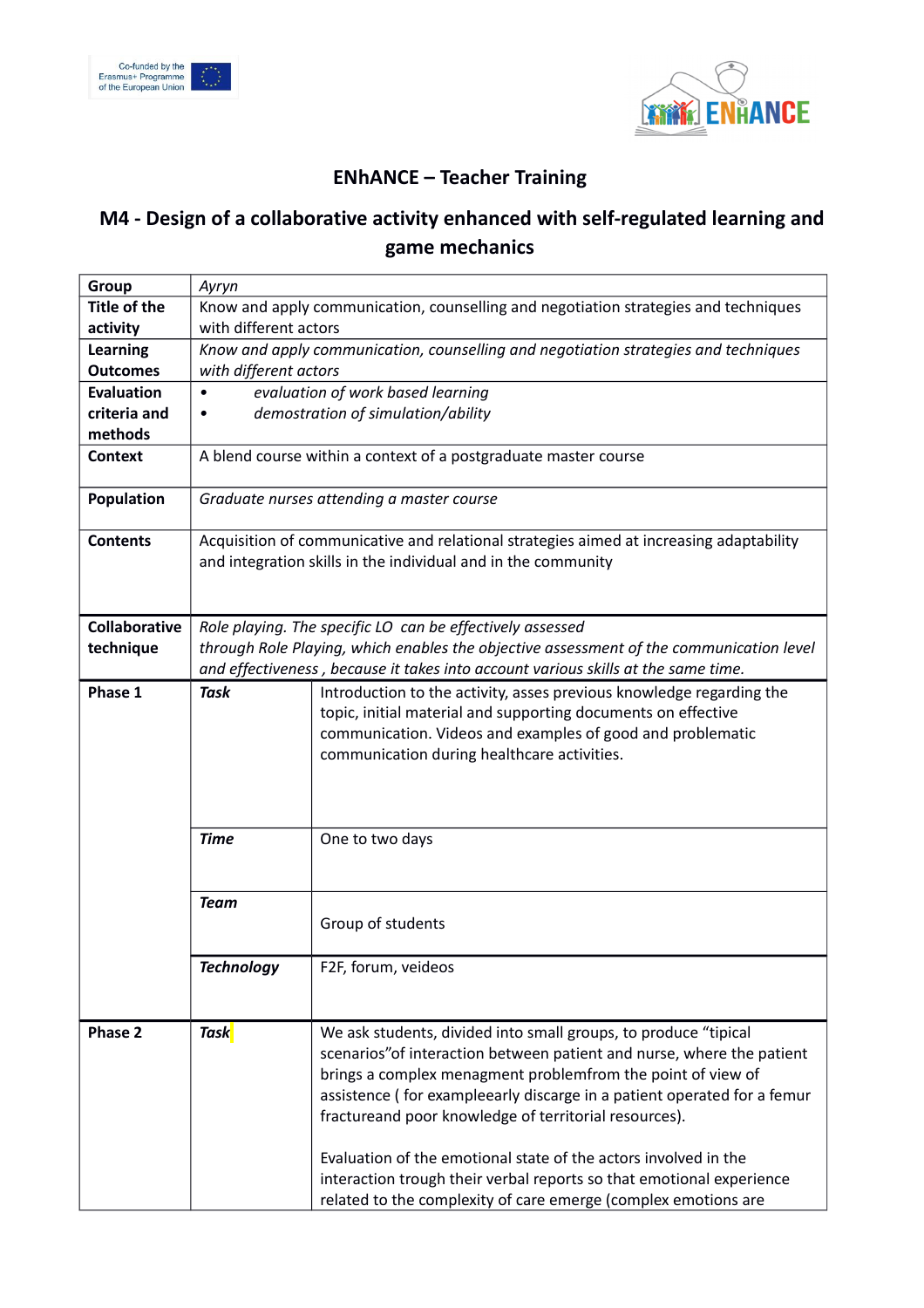## ENhANCE – Teacher Training

## M4 - Design of a collaborative activity enhanced with self-regulated learning and game mechanics

| | | |
|---|---|---|
| **Group** | *Ayryn* | |
| **Title of the activity** | Know and apply communication, counselling and negotiation strategies and techniques with different actors | |
| **Learning Outcomes** | *Know and apply communication, counselling and negotiation strategies and techniques with different actors* | |
| **Evaluation criteria and methods** | • *evaluation of work based learning*<br>• *demostration of simulation/ability* | |
| **Context** | A blend course within a context of a postgraduate master course | |
| **Population** | *Graduate nurses attending a master course* | |
| **Contents** | Acquisition of communicative and relational strategies aimed at increasing adaptability and integration skills in the individual and in the community | |
| **Collaborative technique** | *Role playing. The specific LO can be effectively assessed through Role Playing, which enables the objective assessment of the communication level and effectiveness , because it takes into account various skills at the same time.* | |
| **Phase 1** | ***Task*** | Introduction to the activity, asses previous knowledge regarding the topic, initial material and supporting documents on effective communication. Videos and examples of good and problematic communication during healthcare activities. |
| | ***Time*** | One to two days |
| | ***Team*** | Group of students |
| | ***Technology*** | F2F, forum, veideos |
| **Phase 2** | ***Task*** | We ask students, divided into small groups, to produce "tipical scenarios"of interaction between patient and nurse, where the patient brings a complex managment problemfrom the point of view of assistence ( for exampleearly discarge in a patient operated for a femur fractureand poor knowledge of territorial resources).<br><br>Evaluation of the emotional state of the actors involved in the interaction trough their verbal reports so that emotional experience related to the complexity of care emerge (complex emotions are |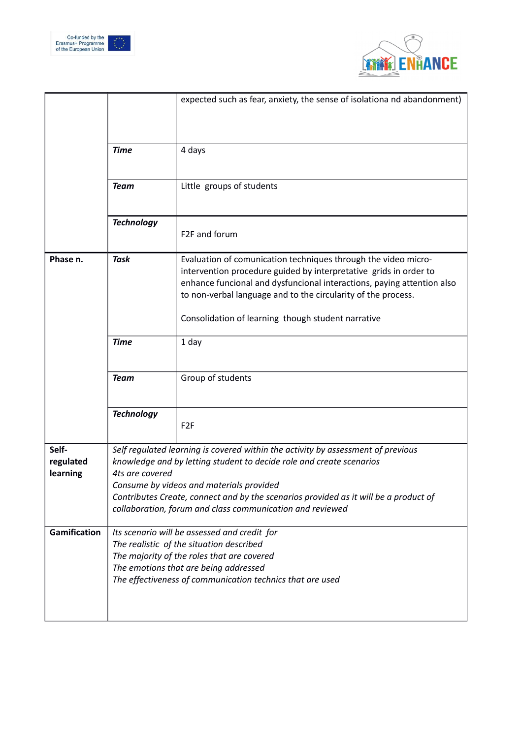| | | |
|---|---|---|
| | | expected such as fear, anxiety, the sense of isolationa nd abandonment) |
| | ***Time*** | 4 days |
| | ***Team*** | Little groups of students |
| | ***Technology*** | F2F and forum |
| **Phase n.** | ***Task*** | Evaluation of comunication techniques through the video micro-intervention procedure guided by interpretative grids in order to enhance funcional and dysfuncional interactions, paying attention also to non-verbal language and to the circularity of the process.<br><br>Consolidation of learning though student narrative |
| | ***Time*** | 1 day |
| | ***Team*** | Group of students |
| | ***Technology*** | F2F |
| **Self-regulated learning** | *Self regulated learning is covered within the activity by assessment of previous knowledge and by letting student to decide role and create scenarios*<br>*4ts are covered*<br>*Consume by videos and materials provided*<br>*Contributes Create, connect and by the scenarios provided as it will be a product of collaboration, forum and class communication and reviewed* | |
| **Gamification** | *Its scenario will be assessed and credit for*<br>*The realistic of the situation described*<br>*The majority of the roles that are covered*<br>*The emotions that are being addressed*<br>*The effectiveness of communication technics that are used* | |